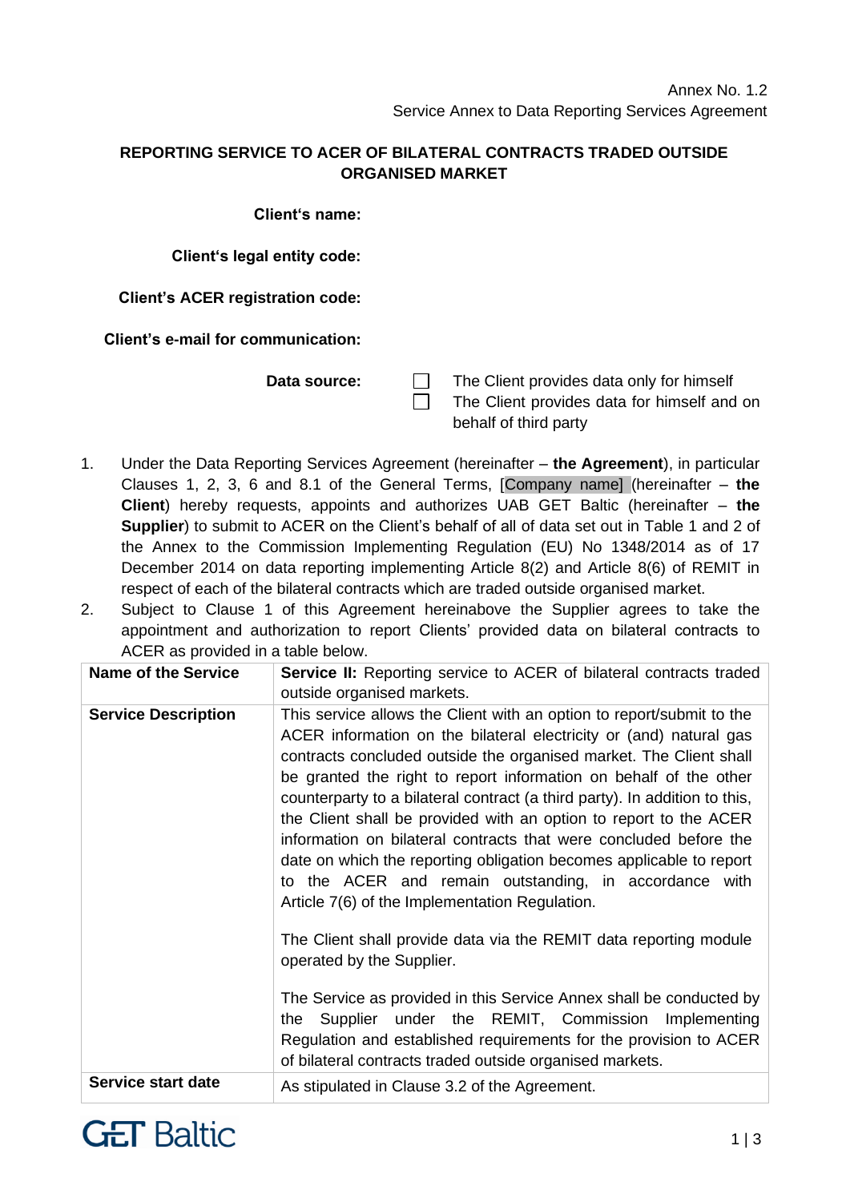Annex No. 1.2
Service Annex to Data Reporting Services Agreement

## REPORTING SERVICE TO ACER OF BILATERAL CONTRACTS TRADED OUTSIDE ORGANISED MARKET

**Client's name:**

**Client's legal entity code:**

**Client's ACER registration code:**

**Client's e-mail for communication:**

**Data source:**

- ☐ The Client provides data only for himself
- ☐ The Client provides data for himself and on behalf of third party

1. Under the Data Reporting Services Agreement (hereinafter – **the Agreement**), in particular Clauses 1, 2, 3, 6 and 8.1 of the General Terms, [Company name] (hereinafter – **the Client**) hereby requests, appoints and authorizes UAB GET Baltic (hereinafter – **the Supplier**) to submit to ACER on the Client's behalf of all of data set out in Table 1 and 2 of the Annex to the Commission Implementing Regulation (EU) No 1348/2014 as of 17 December 2014 on data reporting implementing Article 8(2) and Article 8(6) of REMIT in respect of each of the bilateral contracts which are traded outside organised market.
2. Subject to Clause 1 of this Agreement hereinabove the Supplier agrees to take the appointment and authorization to report Clients' provided data on bilateral contracts to ACER as provided in a table below.

| **Name of the Service** | **Service II:** Reporting service to ACER of bilateral contracts traded outside organised markets. |
|---|---|
| **Service Description** | This service allows the Client with an option to report/submit to the ACER information on the bilateral electricity or (and) natural gas contracts concluded outside the organised market. The Client shall be granted the right to report information on behalf of the other counterparty to a bilateral contract (a third party). In addition to this, the Client shall be provided with an option to report to the ACER information on bilateral contracts that were concluded before the date on which the reporting obligation becomes applicable to report to the ACER and remain outstanding, in accordance with Article 7(6) of the Implementation Regulation.<br><br>The Client shall provide data via the REMIT data reporting module operated by the Supplier.<br><br>The Service as provided in this Service Annex shall be conducted by the Supplier under the REMIT, Commission Implementing Regulation and established requirements for the provision to ACER of bilateral contracts traded outside organised markets. |
| **Service start date** | As stipulated in Clause 3.2 of the Agreement. |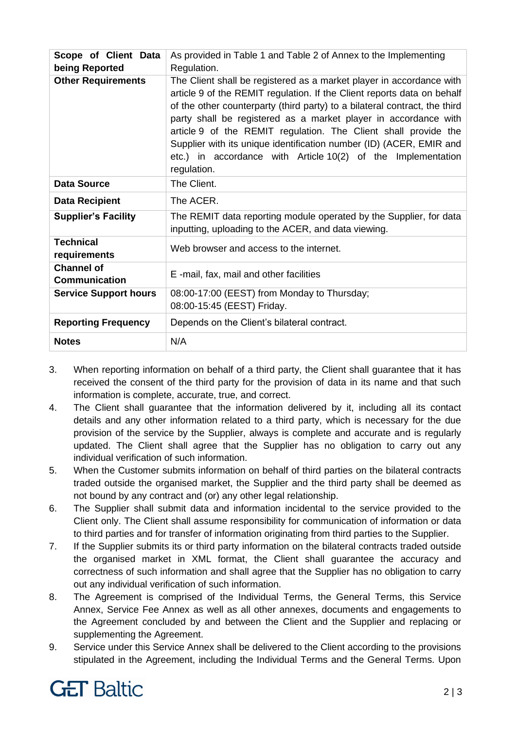| **Scope of Client Data being Reported** | As provided in Table 1 and Table 2 of Annex to the Implementing Regulation. |
|---|---|
| **Other Requirements** | The Client shall be registered as a market player in accordance with article 9 of the REMIT regulation. If the Client reports data on behalf of the other counterparty (third party) to a bilateral contract, the third party shall be registered as a market player in accordance with article 9 of the REMIT regulation. The Client shall provide the Supplier with its unique identification number (ID) (ACER, EMIR and etc.) in accordance with Article 10(2) of the Implementation regulation. |
| **Data Source** | The Client. |
| **Data Recipient** | The ACER. |
| **Supplier's Facility** | The REMIT data reporting module operated by the Supplier, for data inputting, uploading to the ACER, and data viewing. |
| **Technical requirements** | Web browser and access to the internet. |
| **Channel of Communication** | E -mail, fax, mail and other facilities |
| **Service Support hours** | 08:00-17:00 (EEST) from Monday to Thursday; 08:00-15:45 (EEST) Friday. |
| **Reporting Frequency** | Depends on the Client's bilateral contract. |
| **Notes** | N/A |

3. When reporting information on behalf of a third party, the Client shall guarantee that it has received the consent of the third party for the provision of data in its name and that such information is complete, accurate, true, and correct.
4. The Client shall guarantee that the information delivered by it, including all its contact details and any other information related to a third party, which is necessary for the due provision of the service by the Supplier, always is complete and accurate and is regularly updated. The Client shall agree that the Supplier has no obligation to carry out any individual verification of such information.
5. When the Customer submits information on behalf of third parties on the bilateral contracts traded outside the organised market, the Supplier and the third party shall be deemed as not bound by any contract and (or) any other legal relationship.
6. The Supplier shall submit data and information incidental to the service provided to the Client only. The Client shall assume responsibility for communication of information or data to third parties and for transfer of information originating from third parties to the Supplier.
7. If the Supplier submits its or third party information on the bilateral contracts traded outside the organised market in XML format, the Client shall guarantee the accuracy and correctness of such information and shall agree that the Supplier has no obligation to carry out any individual verification of such information.
8. The Agreement is comprised of the Individual Terms, the General Terms, this Service Annex, Service Fee Annex as well as all other annexes, documents and engagements to the Agreement concluded by and between the Client and the Supplier and replacing or supplementing the Agreement.
9. Service under this Service Annex shall be delivered to the Client according to the provisions stipulated in the Agreement, including the Individual Terms and the General Terms. Upon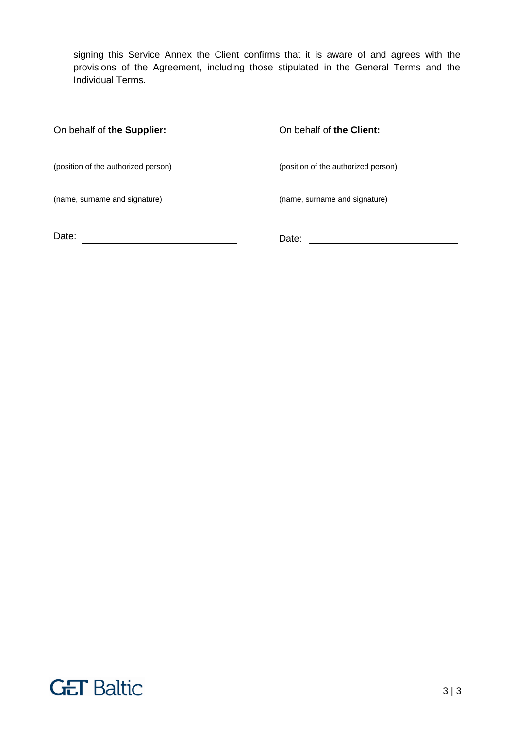signing this Service Annex the Client confirms that it is aware of and agrees with the provisions of the Agreement, including those stipulated in the General Terms and the Individual Terms.

| | |
|---|---|
| On behalf of **the Supplier:** | On behalf of **the Client:** |
| (position of the authorized person) | (position of the authorized person) |
| (name, surname and signature) | (name, surname and signature) |
| Date: | Date: |